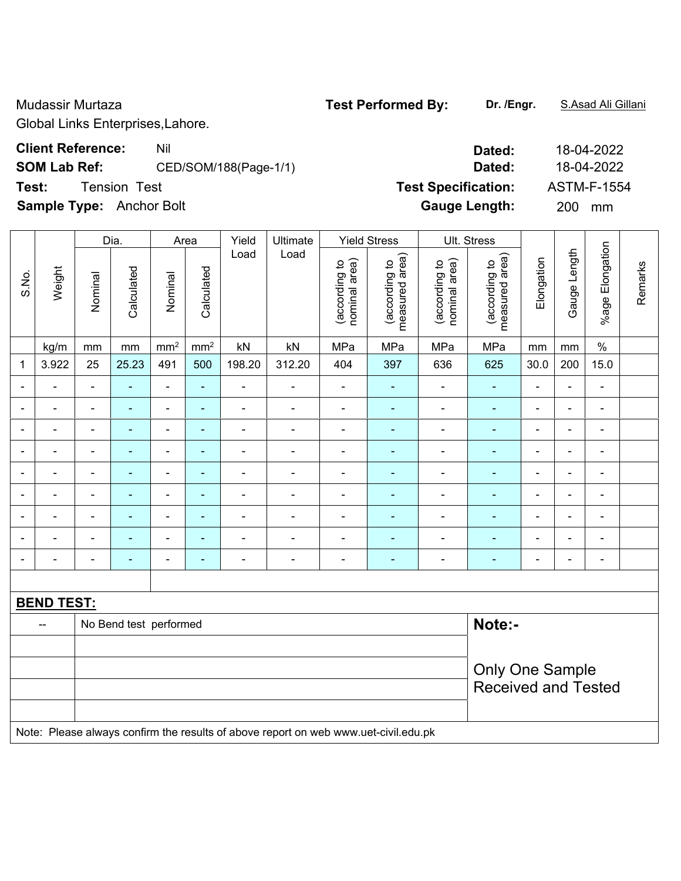Mudassir Murtaza
Global Links Enterprises,Lahore.

**Test Performed By:** **Dr. /Engr.** S.Asad Ali Gillani

**Client Reference:** Nil **Dated:** 18-04-2022

**SOM Lab Ref:** CED/SOM/188(Page-1/1) **Dated:** 18-04-2022

**Test:** Tension Test **Test Specification:** ASTM-F-1554

**Sample Type:** Anchor Bolt **Gauge Length:** 200 mm

| S.No. | Weight | Dia. | | Area | | Yield Load | Ultimate Load | Yield Stress | | Ult. Stress | | Elongation | Gauge Length | %age Elongation | Remarks |
|---|---|---|---|---|---|---|---|---|---|---|---|---|---|---|---|
| | | Nominal | Calculated | Nominal | Calculated | | | (according to nominal area) | (according to measured area) | (according to nominal area) | (according to measured area) | | | | |
| | kg/m | mm | mm | $mm^2$ | $mm^2$ | kN | kN | MPa | MPa | MPa | MPa | mm | mm | % | |
| 1 | 3.922 | 25 | 25.23 | 491 | 500 | 198.20 | 312.20 | 404 | 397 | 636 | 625 | 30.0 | 200 | 15.0 | |
| - | - | - | - | - | - | - | - | - | - | - | - | - | - | - | |
| - | - | - | - | - | - | - | - | - | - | - | - | - | - | - | |
| - | - | - | - | - | - | - | - | - | - | - | - | - | - | - | |
| - | - | - | - | - | - | - | - | - | - | - | - | - | - | - | |
| - | - | - | - | - | - | - | - | - | - | - | - | - | - | - | |
| - | - | - | - | - | - | - | - | - | - | - | - | - | - | - | |
| - | - | - | - | - | - | - | - | - | - | - | - | - | - | - | |
| - | - | - | - | - | - | - | - | - | - | - | - | - | - | - | |
| - | - | - | - | - | - | - | - | - | - | - | - | - | - | - | |

**BEND TEST:**

| | | |
|---|---|---|
| -- | No Bend test performed | **Note:-** |
| | | Only One Sample Received and Tested |

Note: Please always confirm the results of above report on web www.uet-civil.edu.pk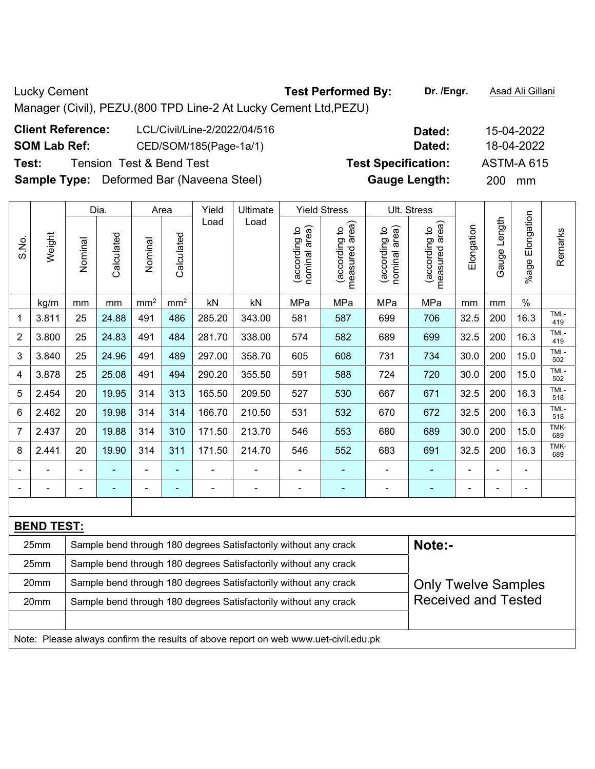Lucky Cement

Manager (Civil), PEZU.(800 TPD Line-2 At Lucky Cement Ltd,PEZU)

**Test Performed By:** Dr. /Engr. Asad Ali Gillani

**Client Reference:** LCL/Civil/Line-2/2022/04/516 **Dated:** 15-04-2022

**SOM Lab Ref:** CED/SOM/185(Page-1a/1) **Dated:** 18-04-2022

**Test:** Tension Test & Bend Test **Test Specification:** ASTM-A 615

**Sample Type:** Deformed Bar (Naveena Steel) **Gauge Length:** 200 mm

| S.No. | Weight | Dia. | | Area | | Yield Load | Ultimate Load | Yield Stress | | Ult. Stress | | Elongation | Gauge Length | %age Elongation | Remarks |
|---|---|---|---|---|---|---|---|---|---|---|---|---|---|---|---|
| | | Nominal | Calculated | Nominal | Calculated | | | (according to nominal area) | (according to measured area) | (according to nominal area) | (according to measured area) | | | | |
| | kg/m | mm | mm | mm² | mm² | kN | kN | MPa | MPa | MPa | MPa | mm | mm | % | |
| 1 | 3.811 | 25 | 24.88 | 491 | 486 | 285.20 | 343.00 | 581 | 587 | 699 | 706 | 32.5 | 200 | 16.3 | TML-419 |
| 2 | 3.800 | 25 | 24.83 | 491 | 484 | 281.70 | 338.00 | 574 | 582 | 689 | 699 | 32.5 | 200 | 16.3 | TML-419 |
| 3 | 3.840 | 25 | 24.96 | 491 | 489 | 297.00 | 358.70 | 605 | 608 | 731 | 734 | 30.0 | 200 | 15.0 | TML-502 |
| 4 | 3.878 | 25 | 25.08 | 491 | 494 | 290.20 | 355.50 | 591 | 588 | 724 | 720 | 30.0 | 200 | 15.0 | TML-502 |
| 5 | 2.454 | 20 | 19.95 | 314 | 313 | 165.50 | 209.50 | 527 | 530 | 667 | 671 | 32.5 | 200 | 16.3 | TML-518 |
| 6 | 2.462 | 20 | 19.98 | 314 | 314 | 166.70 | 210.50 | 531 | 532 | 670 | 672 | 32.5 | 200 | 16.3 | TML-518 |
| 7 | 2.437 | 20 | 19.88 | 314 | 310 | 171.50 | 213.70 | 546 | 553 | 680 | 689 | 30.0 | 200 | 15.0 | TMK-689 |
| 8 | 2.441 | 20 | 19.90 | 314 | 311 | 171.50 | 214.70 | 546 | 552 | 683 | 691 | 32.5 | 200 | 16.3 | TMK-689 |
| - | - | - | - | - | - | - | - | - | - | - | - | - | - | - | |
| - | - | - | - | - | - | - | - | - | - | - | - | - | - | - | |

**BEND TEST:**

| Size | Result |
|---|---|
| 25mm | Sample bend through 180 degrees Satisfactorily without any crack |
| 25mm | Sample bend through 180 degrees Satisfactorily without any crack |
| 20mm | Sample bend through 180 degrees Satisfactorily without any crack |
| 20mm | Sample bend through 180 degrees Satisfactorily without any crack |

**Note:-**

Only Twelve Samples Received and Tested

Note: Please always confirm the results of above report on web www.uet-civil.edu.pk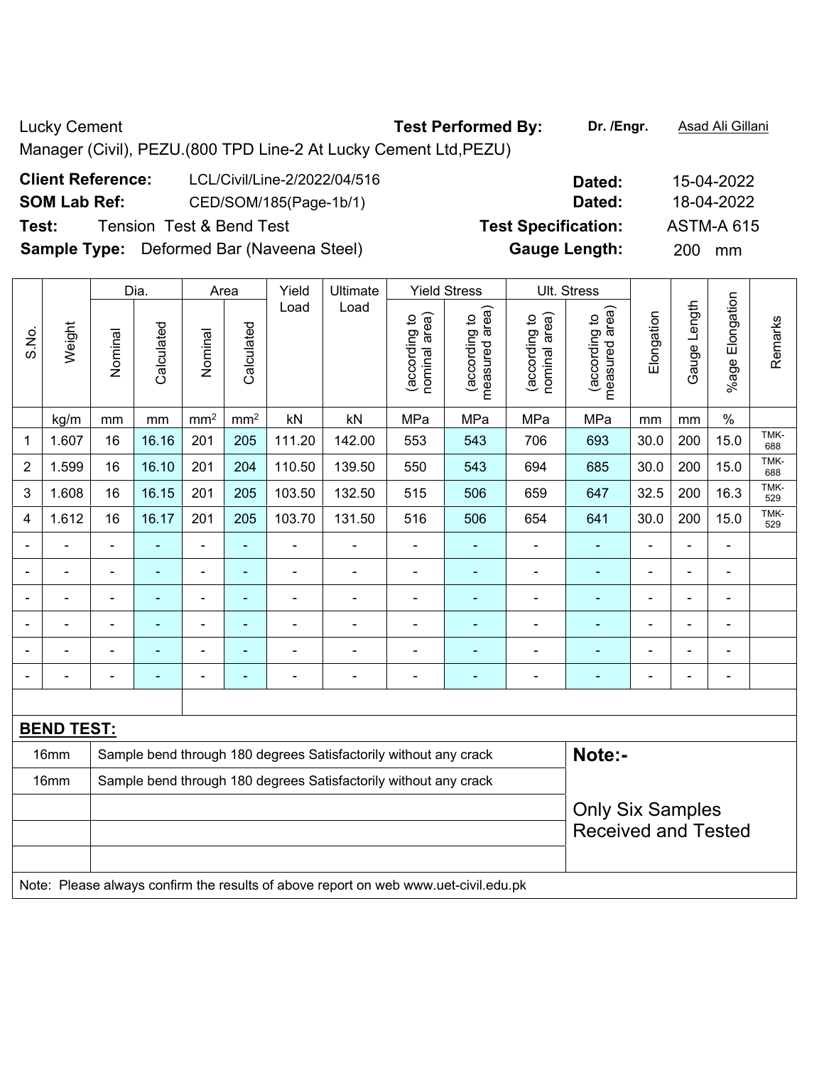Lucky Cement

Manager (Civil), PEZU.(800 TPD Line-2 At Lucky Cement Ltd,PEZU)

**Test Performed By:** **Dr. /Engr.** Asad Ali Gillani

**Client Reference:** LCL/Civil/Line-2/2022/04/516 **Dated:** 15-04-2022

**SOM Lab Ref:** CED/SOM/185(Page-1b/1) **Dated:** 18-04-2022

**Test:** Tension Test & Bend Test **Test Specification:** ASTM-A 615

**Sample Type:** Deformed Bar (Naveena Steel) **Gauge Length:** 200 mm

| S.No. | Weight | Dia. | | Area | | Yield Load | Ultimate Load | Yield Stress | | Ult. Stress | | Elongation | Gauge Length | %age Elongation | Remarks |
|---|---|---|---|---|---|---|---|---|---|---|---|---|---|---|---|
| | | Nominal | Calculated | Nominal | Calculated | | | (according to nominal area) | (according to measured area) | (according to nominal area) | (according to measured area) | | | | |
| | kg/m | mm | mm | mm² | mm² | kN | kN | MPa | MPa | MPa | MPa | mm | mm | % | |
| 1 | 1.607 | 16 | 16.16 | 201 | 205 | 111.20 | 142.00 | 553 | 543 | 706 | 693 | 30.0 | 200 | 15.0 | TMK-688 |
| 2 | 1.599 | 16 | 16.10 | 201 | 204 | 110.50 | 139.50 | 550 | 543 | 694 | 685 | 30.0 | 200 | 15.0 | TMK-688 |
| 3 | 1.608 | 16 | 16.15 | 201 | 205 | 103.50 | 132.50 | 515 | 506 | 659 | 647 | 32.5 | 200 | 16.3 | TMK-529 |
| 4 | 1.612 | 16 | 16.17 | 201 | 205 | 103.70 | 131.50 | 516 | 506 | 654 | 641 | 30.0 | 200 | 15.0 | TMK-529 |
| - | - | - | - | - | - | - | - | - | - | - | - | - | - | - | |
| - | - | - | - | - | - | - | - | - | - | - | - | - | - | - | |
| - | - | - | - | - | - | - | - | - | - | - | - | - | - | - | |
| - | - | - | - | - | - | - | - | - | - | - | - | - | - | - | |
| - | - | - | - | - | - | - | - | - | - | - | - | - | - | - | |
| - | - | - | - | - | - | - | - | - | - | - | - | - | - | - | |

**BEND TEST:**

| | | |
|---|---|---|
| 16mm | Sample bend through 180 degrees Satisfactorily without any crack | **Note:-** |
| 16mm | Sample bend through 180 degrees Satisfactorily without any crack | Only Six Samples Received and Tested |

Note: Please always confirm the results of above report on web www.uet-civil.edu.pk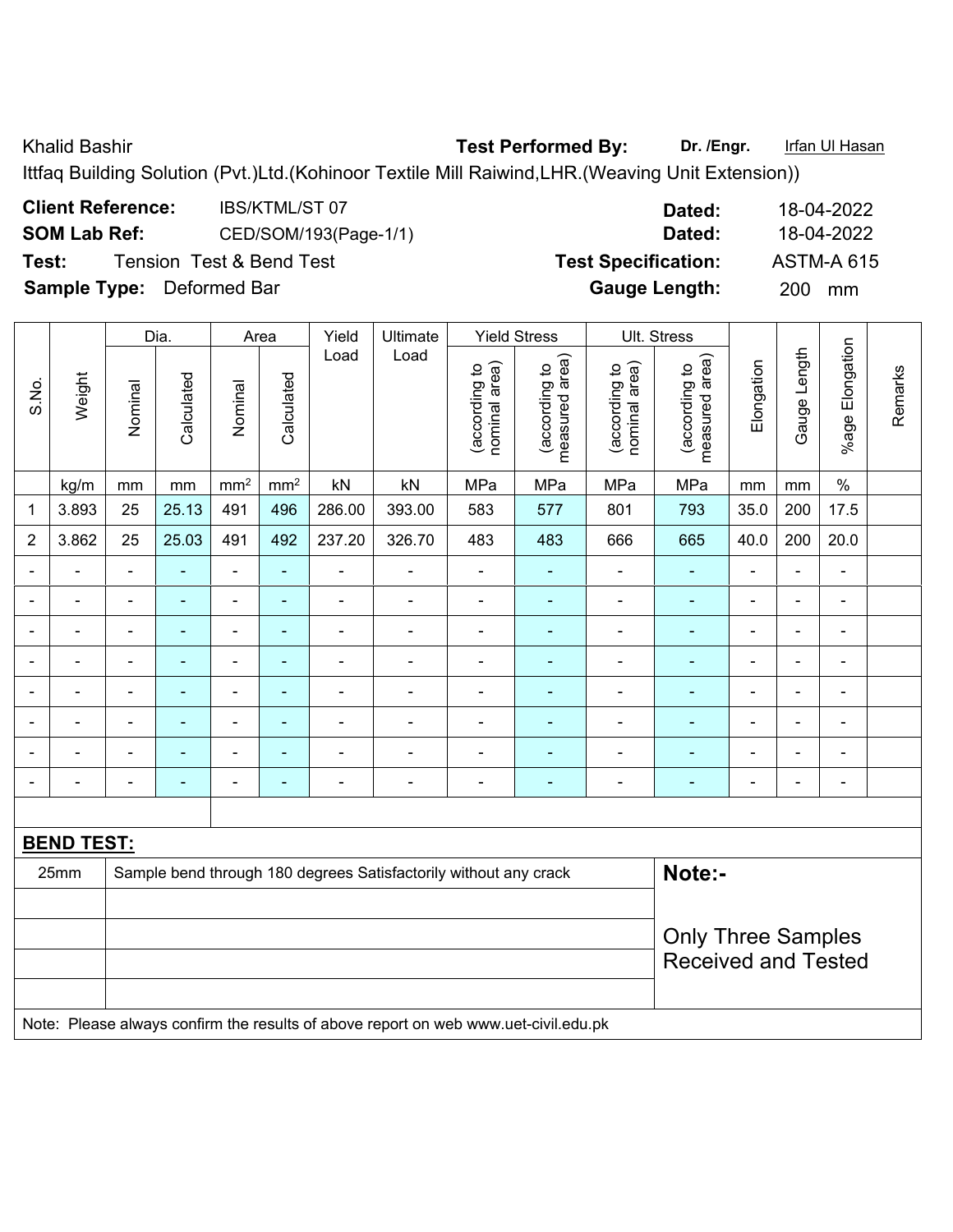Khalid Bashir **Test Performed By:** **Dr. /Engr.** Irfan Ul Hasan

Ittfaq Building Solution (Pvt.)Ltd.(Kohinoor Textile Mill Raiwind,LHR.(Weaving Unit Extension))

**Client Reference:** IBS/KTML/ST 07 **Dated:** 18-04-2022

**SOM Lab Ref:** CED/SOM/193(Page-1/1) **Dated:** 18-04-2022

**Test:** Tension Test & Bend Test **Test Specification:** ASTM-A 615

**Sample Type:** Deformed Bar **Gauge Length:** 200 mm

| S.No. | Weight | Dia. | | Area | | Yield Load | Ultimate Load | Yield Stress | | Ult. Stress | | Elongation | Gauge Length | %age Elongation | Remarks |
|---|---|---|---|---|---|---|---|---|---|---|---|---|---|---|---|
| | | Nominal | Calculated | Nominal | Calculated | | | (according to nominal area) | (according to measured area) | (according to nominal area) | (according to measured area) | | | | |
| | kg/m | mm | mm | mm² | mm² | kN | kN | MPa | MPa | MPa | MPa | mm | mm | % | |
| 1 | 3.893 | 25 | 25.13 | 491 | 496 | 286.00 | 393.00 | 583 | 577 | 801 | 793 | 35.0 | 200 | 17.5 | |
| 2 | 3.862 | 25 | 25.03 | 491 | 492 | 237.20 | 326.70 | 483 | 483 | 666 | 665 | 40.0 | 200 | 20.0 | |
| - | - | - | - | - | - | - | - | - | - | - | - | - | - | - | |
| - | - | - | - | - | - | - | - | - | - | - | - | - | - | - | |
| - | - | - | - | - | - | - | - | - | - | - | - | - | - | - | |
| - | - | - | - | - | - | - | - | - | - | - | - | - | - | - | |
| - | - | - | - | - | - | - | - | - | - | - | - | - | - | - | |
| - | - | - | - | - | - | - | - | - | - | - | - | - | - | - | |
| - | - | - | - | - | - | - | - | - | - | - | - | - | - | - | |
| - | - | - | - | - | - | - | - | - | - | - | - | - | - | - | |

**BEND TEST:**

| | | |
|---|---|---|
| 25mm | Sample bend through 180 degrees Satisfactorily without any crack | **Note:-** |
| | | Only Three Samples Received and Tested |

Note: Please always confirm the results of above report on web www.uet-civil.edu.pk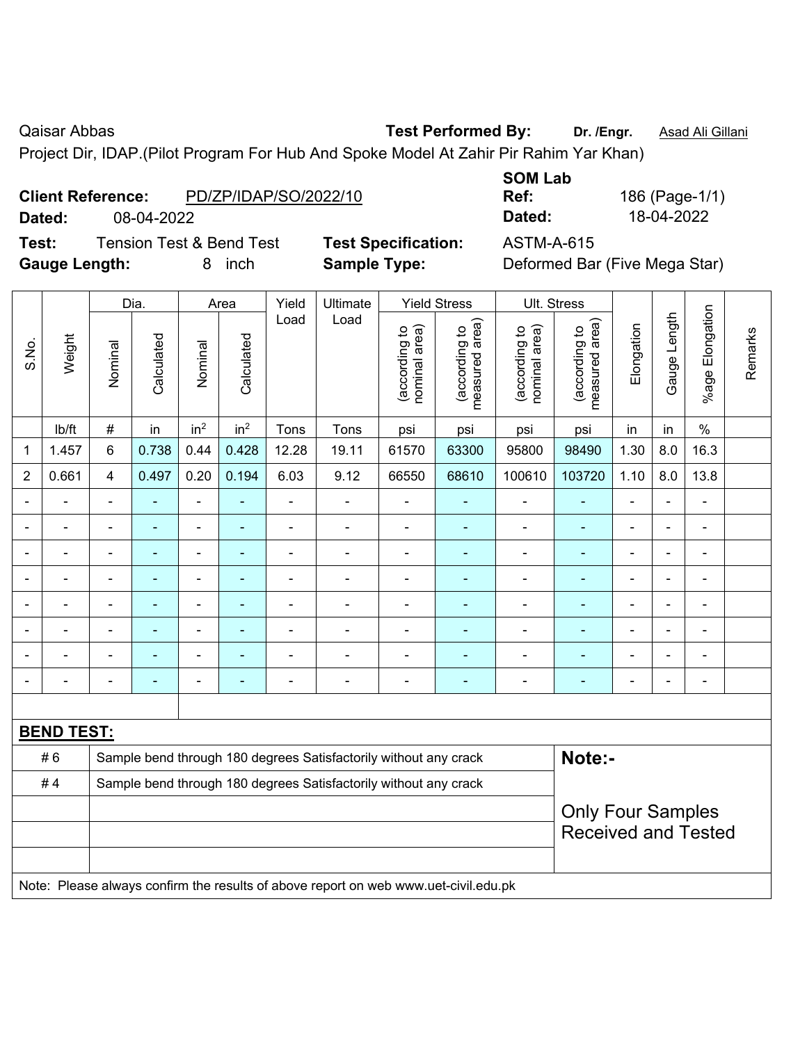Qaisar Abbas **Test Performed By:** **Dr. /Engr.** Asad Ali Gillani

Project Dir, IDAP.(Pilot Program For Hub And Spoke Model At Zahir Pir Rahim Yar Khan)

**Client Reference:** PD/ZP/IDAP/SO/2022/10 **SOM Lab Ref:** 186 (Page-1/1)

**Dated:** 08-04-2022 **Dated:** 18-04-2022

**Test:** Tension Test & Bend Test **Test Specification:** ASTM-A-615

**Gauge Length:** 8 inch **Sample Type:** Deformed Bar (Five Mega Star)

| S.No. | Weight | Dia. | | Area | | Yield Load | Ultimate Load | Yield Stress | | Ult. Stress | | Elongation | Gauge Length | %age Elongation | Remarks |
|---|---|---|---|---|---|---|---|---|---|---|---|---|---|---|---|
| | | Nominal | Calculated | Nominal | Calculated | | | (according to nominal area) | (according to measured area) | (according to nominal area) | (according to measured area) | | | | |
| | lb/ft | # | in | $in^2$ | $in^2$ | Tons | Tons | psi | psi | psi | psi | in | in | % | |
| 1 | 1.457 | 6 | 0.738 | 0.44 | 0.428 | 12.28 | 19.11 | 61570 | 63300 | 95800 | 98490 | 1.30 | 8.0 | 16.3 | |
| 2 | 0.661 | 4 | 0.497 | 0.20 | 0.194 | 6.03 | 9.12 | 66550 | 68610 | 100610 | 103720 | 1.10 | 8.0 | 13.8 | |
| - | - | - | - | - | - | - | - | - | - | - | - | - | - | - | |
| - | - | - | - | - | - | - | - | - | - | - | - | - | - | - | |
| - | - | - | - | - | - | - | - | - | - | - | - | - | - | - | |
| - | - | - | - | - | - | - | - | - | - | - | - | - | - | - | |
| - | - | - | - | - | - | - | - | - | - | - | - | - | - | - | |
| - | - | - | - | - | - | - | - | - | - | - | - | - | - | - | |
| - | - | - | - | - | - | - | - | - | - | - | - | - | - | - | |
| - | - | - | - | - | - | - | - | - | - | - | - | - | - | - | |

**BEND TEST:**

| | | |
|---|---|---|
| # 6 | Sample bend through 180 degrees Satisfactorily without any crack | **Note:-** |
| # 4 | Sample bend through 180 degrees Satisfactorily without any crack | Only Four Samples Received and Tested |

Note: Please always confirm the results of above report on web www.uet-civil.edu.pk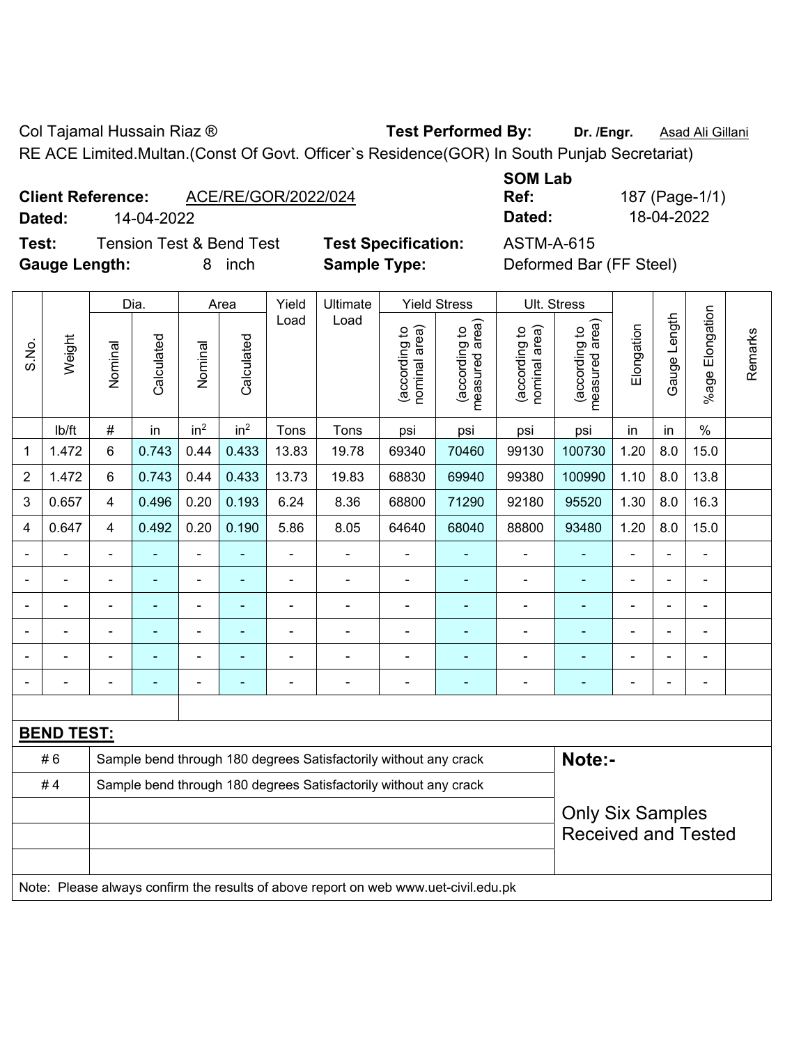Col Tajamal Hussain Riaz ® **Test Performed By:** **Dr. /Engr.** Asad Ali Gillani

RE ACE Limited.Multan.(Const Of Govt. Officer`s Residence(GOR) In South Punjab Secretariat)

**Client Reference:** ACE/RE/GOR/2022/024

**Dated:** 14-04-2022

**SOM Lab Ref:** 187 (Page-1/1)

**Dated:** 18-04-2022

**Test:** Tension Test & Bend Test **Test Specification:** ASTM-A-615

**Gauge Length:** 8 inch **Sample Type:** Deformed Bar (FF Steel)

| S.No. | Weight | Dia. | | Area | | Yield Load | Ultimate Load | Yield Stress | | Ult. Stress | | Elongation | Gauge Length | %age Elongation | Remarks |
|---|---|---|---|---|---|---|---|---|---|---|---|---|---|---|---|
| | | Nominal | Calculated | Nominal | Calculated | | | (according to nominal area) | (according to measured area) | (according to nominal area) | (according to measured area) | | | | |
| | lb/ft | # | in | $in^2$ | $in^2$ | Tons | Tons | psi | psi | psi | psi | in | in | % | |
| 1 | 1.472 | 6 | 0.743 | 0.44 | 0.433 | 13.83 | 19.78 | 69340 | 70460 | 99130 | 100730 | 1.20 | 8.0 | 15.0 | |
| 2 | 1.472 | 6 | 0.743 | 0.44 | 0.433 | 13.73 | 19.83 | 68830 | 69940 | 99380 | 100990 | 1.10 | 8.0 | 13.8 | |
| 3 | 0.657 | 4 | 0.496 | 0.20 | 0.193 | 6.24 | 8.36 | 68800 | 71290 | 92180 | 95520 | 1.30 | 8.0 | 16.3 | |
| 4 | 0.647 | 4 | 0.492 | 0.20 | 0.190 | 5.86 | 8.05 | 64640 | 68040 | 88800 | 93480 | 1.20 | 8.0 | 15.0 | |
| - | - | - | - | - | - | - | - | - | - | - | - | - | - | - | |
| - | - | - | - | - | - | - | - | - | - | - | - | - | - | - | |
| - | - | - | - | - | - | - | - | - | - | - | - | - | - | - | |
| - | - | - | - | - | - | - | - | - | - | - | - | - | - | - | |
| - | - | - | - | - | - | - | - | - | - | - | - | - | - | - | |
| - | - | - | - | - | - | - | - | - | - | - | - | - | - | - | |

**BEND TEST:**

| | | |
|---|---|---|
| # 6 | Sample bend through 180 degrees Satisfactorily without any crack | **Note:-** |
| # 4 | Sample bend through 180 degrees Satisfactorily without any crack | Only Six Samples Received and Tested |

Note: Please always confirm the results of above report on web www.uet-civil.edu.pk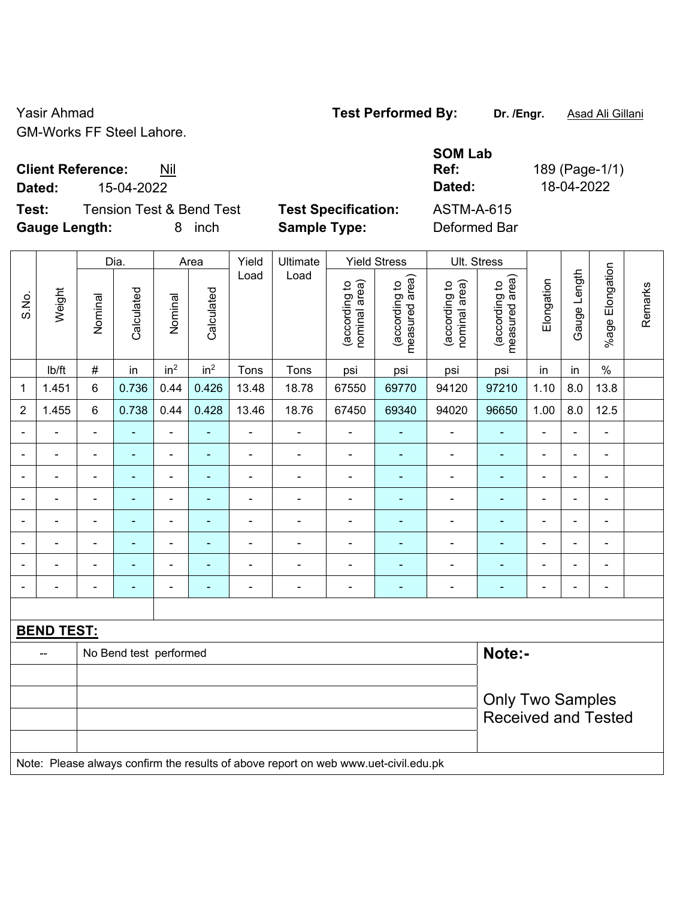Yasir Ahmad
GM-Works FF Steel Lahore.

**Test Performed By:** **Dr. /Engr.** Asad Ali Gillani

**SOM Lab**

**Client Reference:** Nil
**Dated:** 15-04-2022

**Ref:** 189 (Page-1/1)
**Dated:** 18-04-2022

**Test:** Tension Test & Bend Test
**Gauge Length:** 8 inch

**Test Specification:** ASTM-A-615
**Sample Type:** Deformed Bar

| S.No. | Weight | Dia. | | Area | | Yield Load | Ultimate Load | Yield Stress | | Ult. Stress | | Elongation | Gauge Length | %age Elongation | Remarks |
|---|---|---|---|---|---|---|---|---|---|---|---|---|---|---|---|
| | | Nominal | Calculated | Nominal | Calculated | | | (according to nominal area) | (according to measured area) | (according to nominal area) | (according to measured area) | | | | |
| | lb/ft | # | in | $in^2$ | $in^2$ | Tons | Tons | psi | psi | psi | psi | in | in | % | |
| 1 | 1.451 | 6 | 0.736 | 0.44 | 0.426 | 13.48 | 18.78 | 67550 | 69770 | 94120 | 97210 | 1.10 | 8.0 | 13.8 | |
| 2 | 1.455 | 6 | 0.738 | 0.44 | 0.428 | 13.46 | 18.76 | 67450 | 69340 | 94020 | 96650 | 1.00 | 8.0 | 12.5 | |
| - | - | - | - | - | - | - | - | - | - | - | - | - | - | - | |
| - | - | - | - | - | - | - | - | - | - | - | - | - | - | - | |
| - | - | - | - | - | - | - | - | - | - | - | - | - | - | - | |
| - | - | - | - | - | - | - | - | - | - | - | - | - | - | - | |
| - | - | - | - | - | - | - | - | - | - | - | - | - | - | - | |
| - | - | - | - | - | - | - | - | - | - | - | - | - | - | - | |
| - | - | - | - | - | - | - | - | - | - | - | - | - | - | - | |
| - | - | - | - | - | - | - | - | - | - | - | - | - | - | - | |

**BEND TEST:**

| -- | No Bend test performed |
|---|---|

**Note:-**

Only Two Samples Received and Tested

Note: Please always confirm the results of above report on web www.uet-civil.edu.pk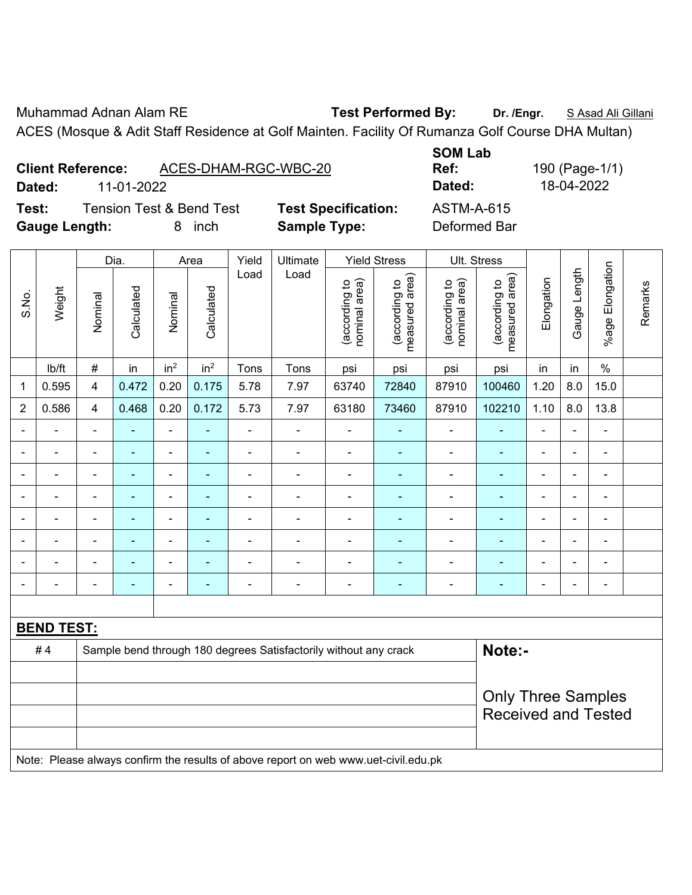Muhammad Adnan Alam RE **Test Performed By:** **Dr. /Engr.** S Asad Ali Gillani

ACES (Mosque & Adit Staff Residence at Golf Mainten. Facility Of Rumanza Golf Course DHA Multan)

**Client Reference:** ACES-DHAM-RGC-WBC-20

**Dated:** 11-01-2022

**SOM Lab Ref:** 190 (Page-1/1)

**Dated:** 18-04-2022

**Test:** Tension Test & Bend Test

**Test Specification:** ASTM-A-615

**Gauge Length:** 8 inch

**Sample Type:** Deformed Bar

| S.No. | Weight | Dia. | | Area | | Yield Load | Ultimate Load | Yield Stress | | Ult. Stress | | Elongation | Gauge Length | %age Elongation | Remarks |
|---|---|---|---|---|---|---|---|---|---|---|---|---|---|---|---|
| | | Nominal | Calculated | Nominal | Calculated | | | (according to nominal area) | (according to measured area) | (according to nominal area) | (according to measured area) | | | | |
| | lb/ft | # | in | $in^2$ | $in^2$ | Tons | Tons | psi | psi | psi | psi | in | in | % | |
| 1 | 0.595 | 4 | 0.472 | 0.20 | 0.175 | 5.78 | 7.97 | 63740 | 72840 | 87910 | 100460 | 1.20 | 8.0 | 15.0 | |
| 2 | 0.586 | 4 | 0.468 | 0.20 | 0.172 | 5.73 | 7.97 | 63180 | 73460 | 87910 | 102210 | 1.10 | 8.0 | 13.8 | |
| - | - | - | - | - | - | - | - | - | - | - | - | - | - | - | |
| - | - | - | - | - | - | - | - | - | - | - | - | - | - | - | |
| - | - | - | - | - | - | - | - | - | - | - | - | - | - | - | |
| - | - | - | - | - | - | - | - | - | - | - | - | - | - | - | |
| - | - | - | - | - | - | - | - | - | - | - | - | - | - | - | |
| - | - | - | - | - | - | - | - | - | - | - | - | - | - | - | |
| - | - | - | - | - | - | - | - | - | - | - | - | - | - | - | |
| - | - | - | - | - | - | - | - | - | - | - | - | - | - | - | |

**BEND TEST:**

| | | |
|---|---|---|
| # 4 | Sample bend through 180 degrees Satisfactorily without any crack | **Note:-** Only Three Samples Received and Tested |

Note: Please always confirm the results of above report on web www.uet-civil.edu.pk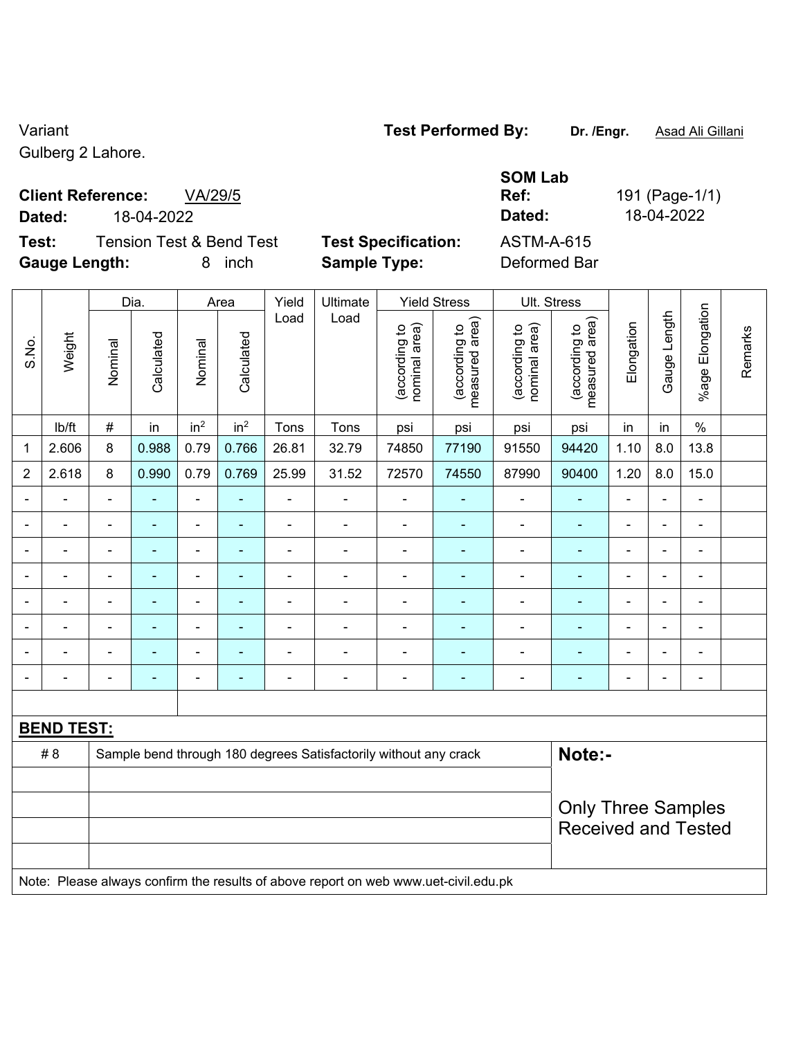Variant
Gulberg 2 Lahore.

**Test Performed By:** **Dr. /Engr.** Asad Ali Gillani

**Client Reference:** VA/29/5
**Dated:** 18-04-2022

**SOM Lab**
**Ref:** 191 (Page-1/1)
**Dated:** 18-04-2022

**Test:** Tension Test & Bend Test
**Gauge Length:** 8 inch

**Test Specification:** ASTM-A-615
**Sample Type:** Deformed Bar

| S.No. | Weight | Dia. | | Area | | Yield Load | Ultimate Load | Yield Stress | | Ult. Stress | | Elongation | Gauge Length | %age Elongation | Remarks |
|---|---|---|---|---|---|---|---|---|---|---|---|---|---|---|---|
| | | Nominal | Calculated | Nominal | Calculated | | | (according to nominal area) | (according to measured area) | (according to nominal area) | (according to measured area) | | | | |
| | lb/ft | # | in | $in^2$ | $in^2$ | Tons | Tons | psi | psi | psi | psi | in | in | % | |
| 1 | 2.606 | 8 | 0.988 | 0.79 | 0.766 | 26.81 | 32.79 | 74850 | 77190 | 91550 | 94420 | 1.10 | 8.0 | 13.8 | |
| 2 | 2.618 | 8 | 0.990 | 0.79 | 0.769 | 25.99 | 31.52 | 72570 | 74550 | 87990 | 90400 | 1.20 | 8.0 | 15.0 | |
| - | - | - | - | - | - | - | - | - | - | - | - | - | - | - | |
| - | - | - | - | - | - | - | - | - | - | - | - | - | - | - | |
| - | - | - | - | - | - | - | - | - | - | - | - | - | - | - | |
| - | - | - | - | - | - | - | - | - | - | - | - | - | - | - | |
| - | - | - | - | - | - | - | - | - | - | - | - | - | - | - | |
| - | - | - | - | - | - | - | - | - | - | - | - | - | - | - | |
| - | - | - | - | - | - | - | - | - | - | - | - | - | - | - | |
| - | - | - | - | - | - | - | - | - | - | - | - | - | - | - | |

**BEND TEST:**

| | | |
|---|---|---|
| # 8 | Sample bend through 180 degrees Satisfactorily without any crack | **Note:-** |
| | | Only Three Samples Received and Tested |

Note: Please always confirm the results of above report on web www.uet-civil.edu.pk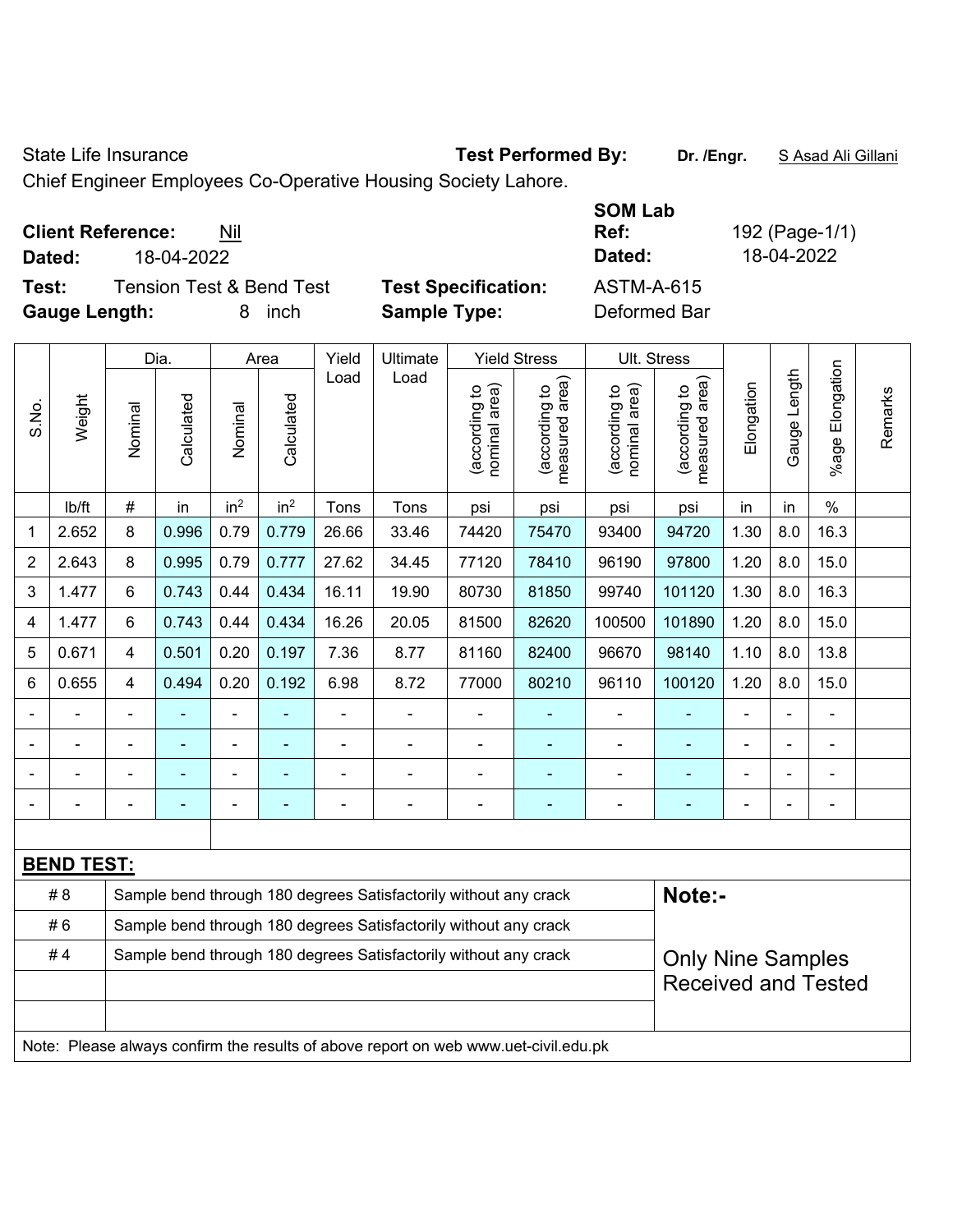State Life Insurance **Test Performed By:** **Dr. /Engr.** S Asad Ali Gillani

Chief Engineer Employees Co-Operative Housing Society Lahore.

**SOM Lab**

**Client Reference:** Nil **Ref:** 192 (Page-1/1)

**Dated:** 18-04-2022 **Dated:** 18-04-2022

**Test:** Tension Test & Bend Test **Test Specification:** ASTM-A-615

**Gauge Length:** 8 inch **Sample Type:** Deformed Bar

| S.No. | Weight | Dia. | | Area | | Yield Load | Ultimate Load | Yield Stress | | Ult. Stress | | Elongation | Gauge Length | %age Elongation | Remarks |
|---|---|---|---|---|---|---|---|---|---|---|---|---|---|---|---|
| | | Nominal | Calculated | Nominal | Calculated | | | (according to nominal area) | (according to measured area) | (according to nominal area) | (according to measured area) | | | | |
| | lb/ft | # | in | $in^2$ | $in^2$ | Tons | Tons | psi | psi | psi | psi | in | in | % | |
| 1 | 2.652 | 8 | 0.996 | 0.79 | 0.779 | 26.66 | 33.46 | 74420 | 75470 | 93400 | 94720 | 1.30 | 8.0 | 16.3 | |
| 2 | 2.643 | 8 | 0.995 | 0.79 | 0.777 | 27.62 | 34.45 | 77120 | 78410 | 96190 | 97800 | 1.20 | 8.0 | 15.0 | |
| 3 | 1.477 | 6 | 0.743 | 0.44 | 0.434 | 16.11 | 19.90 | 80730 | 81850 | 99740 | 101120 | 1.30 | 8.0 | 16.3 | |
| 4 | 1.477 | 6 | 0.743 | 0.44 | 0.434 | 16.26 | 20.05 | 81500 | 82620 | 100500 | 101890 | 1.20 | 8.0 | 15.0 | |
| 5 | 0.671 | 4 | 0.501 | 0.20 | 0.197 | 7.36 | 8.77 | 81160 | 82400 | 96670 | 98140 | 1.10 | 8.0 | 13.8 | |
| 6 | 0.655 | 4 | 0.494 | 0.20 | 0.192 | 6.98 | 8.72 | 77000 | 80210 | 96110 | 100120 | 1.20 | 8.0 | 15.0 | |
| - | - | - | - | - | - | - | - | - | - | - | - | - | - | - | |
| - | - | - | - | - | - | - | - | - | - | - | - | - | - | - | |
| - | - | - | - | - | - | - | - | - | - | - | - | - | - | - | |
| - | - | - | - | - | - | - | - | - | - | - | - | - | - | - | |

**BEND TEST:**

| | | |
|---|---|---|
| # 8 | Sample bend through 180 degrees Satisfactorily without any crack | **Note:-** |
| # 6 | Sample bend through 180 degrees Satisfactorily without any crack | |
| # 4 | Sample bend through 180 degrees Satisfactorily without any crack | Only Nine Samples Received and Tested |

Note: Please always confirm the results of above report on web www.uet-civil.edu.pk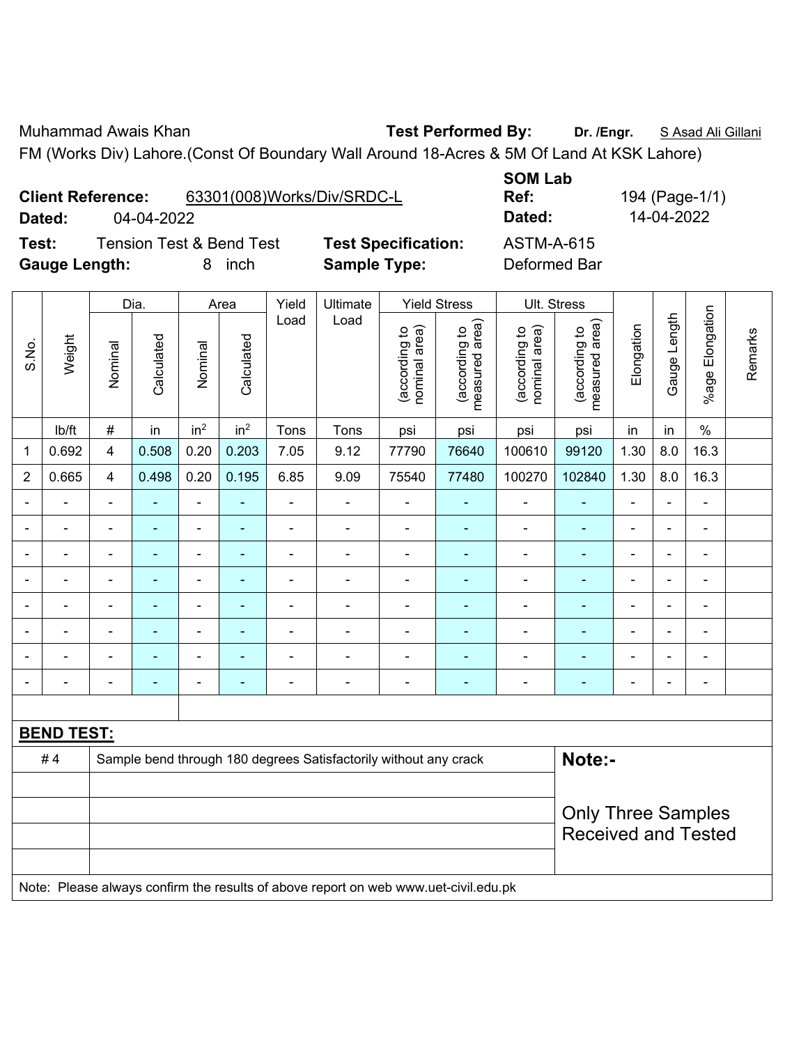Muhammad Awais Khan **Test Performed By:** **Dr. /Engr.** S Asad Ali Gillani

FM (Works Div) Lahore.(Const Of Boundary Wall Around 18-Acres & 5M Of Land At KSK Lahore)

**Client Reference:** 63301(008)Works/Div/SRDC-L **SOM Lab Ref:** 194 (Page-1/1)

**Dated:** 04-04-2022 **Dated:** 14-04-2022

**Test:** Tension Test & Bend Test **Test Specification:** ASTM-A-615

**Gauge Length:** 8 inch **Sample Type:** Deformed Bar

| S.No. | Weight | Dia. | | Area | | Yield Load | Ultimate Load | Yield Stress | | Ult. Stress | | Elongation | Gauge Length | %age Elongation | Remarks |
|---|---|---|---|---|---|---|---|---|---|---|---|---|---|---|---|
| | | Nominal | Calculated | Nominal | Calculated | | | (according to nominal area) | (according to measured area) | (according to nominal area) | (according to measured area) | | | | |
| | lb/ft | # | in | $in^2$ | $in^2$ | Tons | Tons | psi | psi | psi | psi | in | in | % | |
| 1 | 0.692 | 4 | 0.508 | 0.20 | 0.203 | 7.05 | 9.12 | 77790 | 76640 | 100610 | 99120 | 1.30 | 8.0 | 16.3 | |
| 2 | 0.665 | 4 | 0.498 | 0.20 | 0.195 | 6.85 | 9.09 | 75540 | 77480 | 100270 | 102840 | 1.30 | 8.0 | 16.3 | |
| - | - | - | - | - | - | - | - | - | - | - | - | - | - | - | |
| - | - | - | - | - | - | - | - | - | - | - | - | - | - | - | |
| - | - | - | - | - | - | - | - | - | - | - | - | - | - | - | |
| - | - | - | - | - | - | - | - | - | - | - | - | - | - | - | |
| - | - | - | - | - | - | - | - | - | - | - | - | - | - | - | |
| - | - | - | - | - | - | - | - | - | - | - | - | - | - | - | |
| - | - | - | - | - | - | - | - | - | - | - | - | - | - | - | |
| - | - | - | - | - | - | - | - | - | - | - | - | - | - | - | |

**BEND TEST:**

| | | |
|---|---|---|
| # 4 | Sample bend through 180 degrees Satisfactorily without any crack | **Note:-** Only Three Samples Received and Tested |

Note: Please always confirm the results of above report on web www.uet-civil.edu.pk